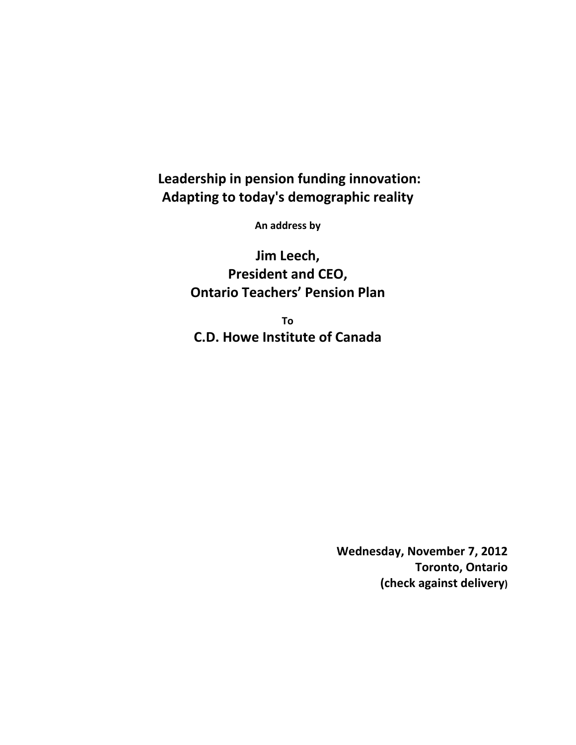# Leadership in pension funding innovation: Adapting to today's demographic reality

**An address by**

## Jim Leech, President and CEO, Ontario Teachers' Pension Plan

**To**

## C.D. Howe Institute of Canada

**Wednesday, November 7, 2012**
**Toronto, Ontario**
**(check against delivery)**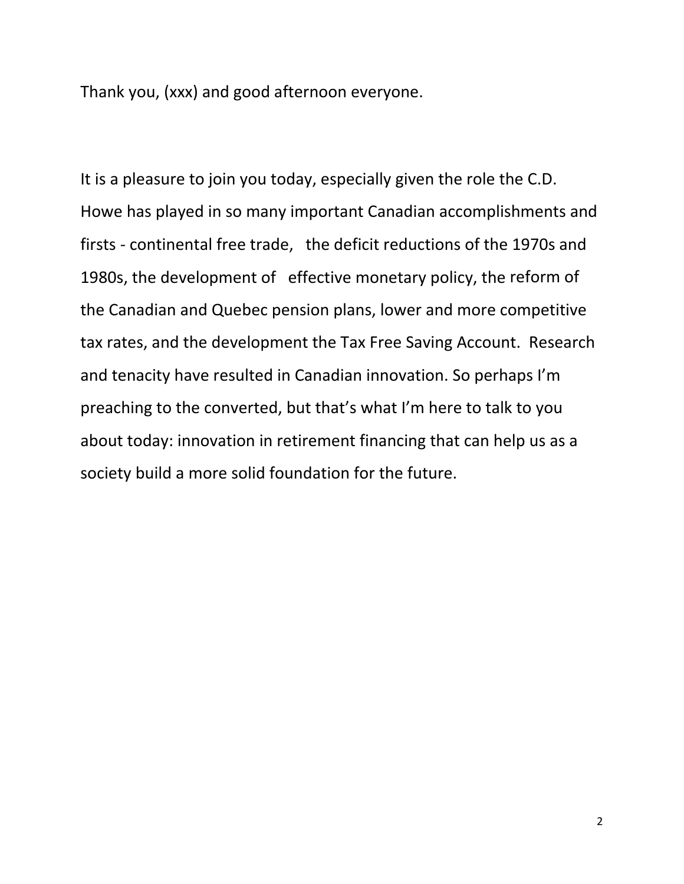Thank you, (xxx) and good afternoon everyone.

It is a pleasure to join you today, especially given the role the C.D. Howe has played in so many important Canadian accomplishments and firsts - continental free trade, the deficit reductions of the 1970s and 1980s, the development of effective monetary policy, the reform of the Canadian and Quebec pension plans, lower and more competitive tax rates, and the development the Tax Free Saving Account. Research and tenacity have resulted in Canadian innovation. So perhaps I'm preaching to the converted, but that's what I'm here to talk to you about today: innovation in retirement financing that can help us as a society build a more solid foundation for the future.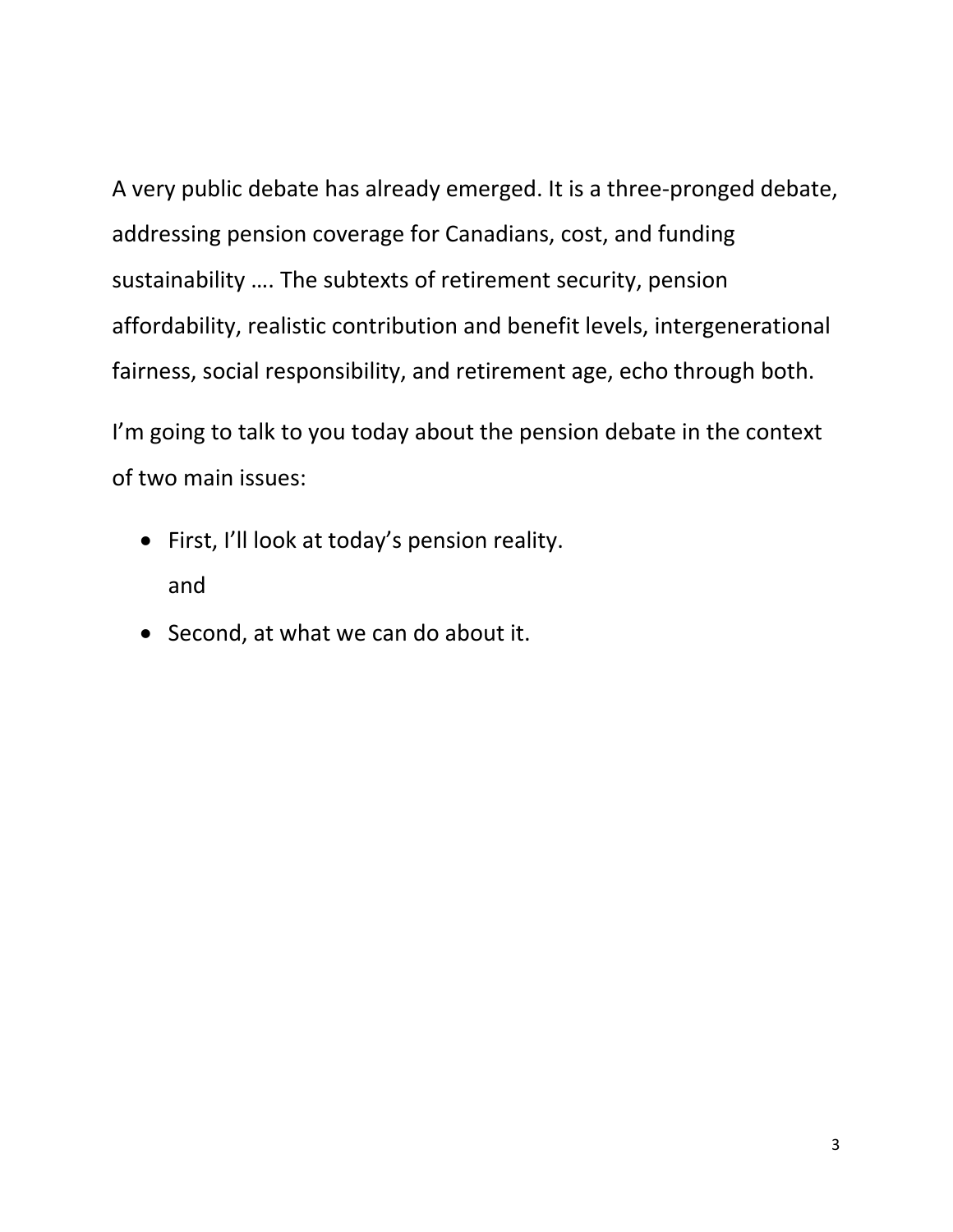A very public debate has already emerged. It is a three-pronged debate, addressing pension coverage for Canadians, cost, and funding sustainability …. The subtexts of retirement security, pension affordability, realistic contribution and benefit levels, intergenerational fairness, social responsibility, and retirement age, echo through both.

I'm going to talk to you today about the pension debate in the context of two main issues:

- First, I'll look at today's pension reality.
  and
- Second, at what we can do about it.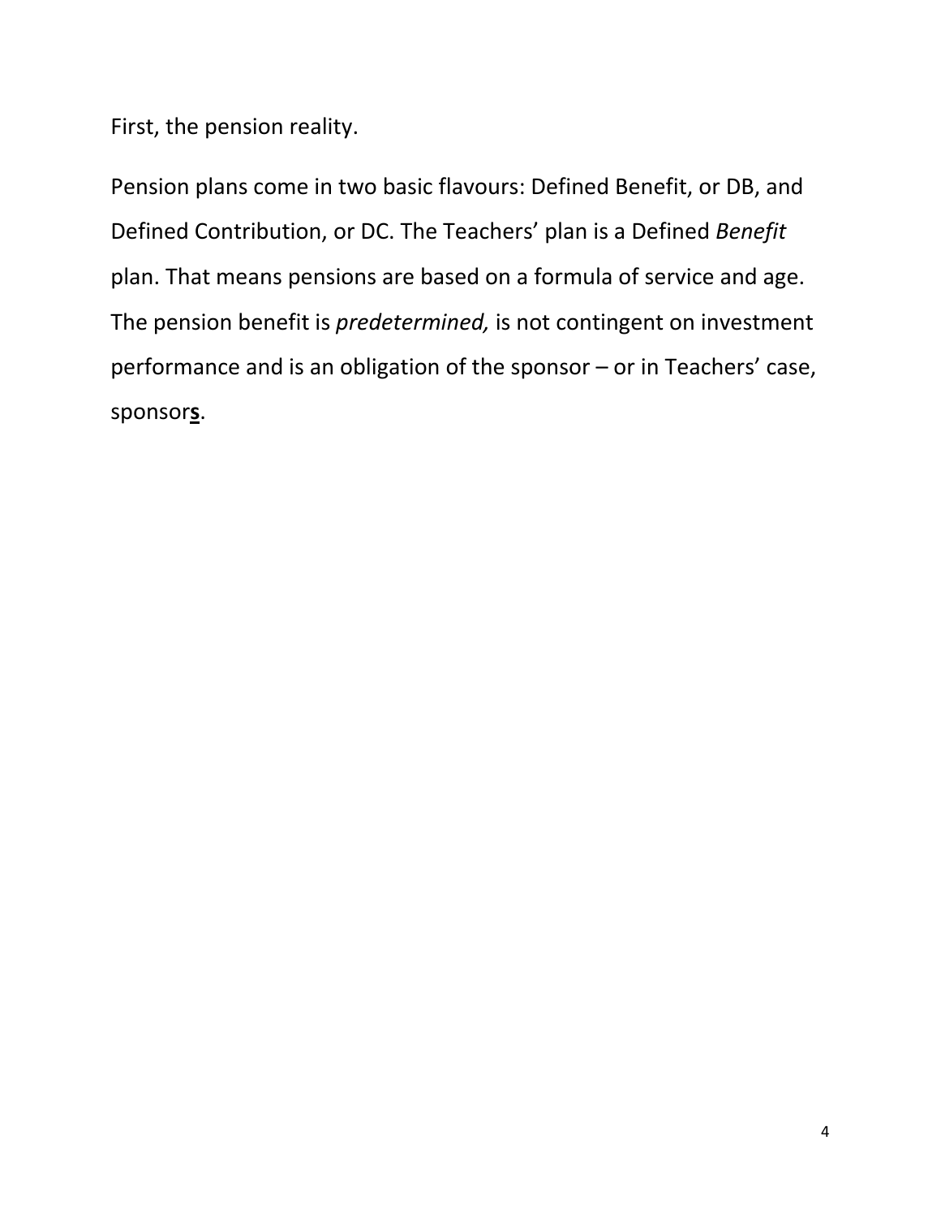First, the pension reality.

Pension plans come in two basic flavours: Defined Benefit, or DB, and Defined Contribution, or DC. The Teachers' plan is a Defined *Benefit* plan. That means pensions are based on a formula of service and age. The pension benefit is *predetermined,* is not contingent on investment performance and is an obligation of the sponsor – or in Teachers' case, sponsor<u>**s**</u>.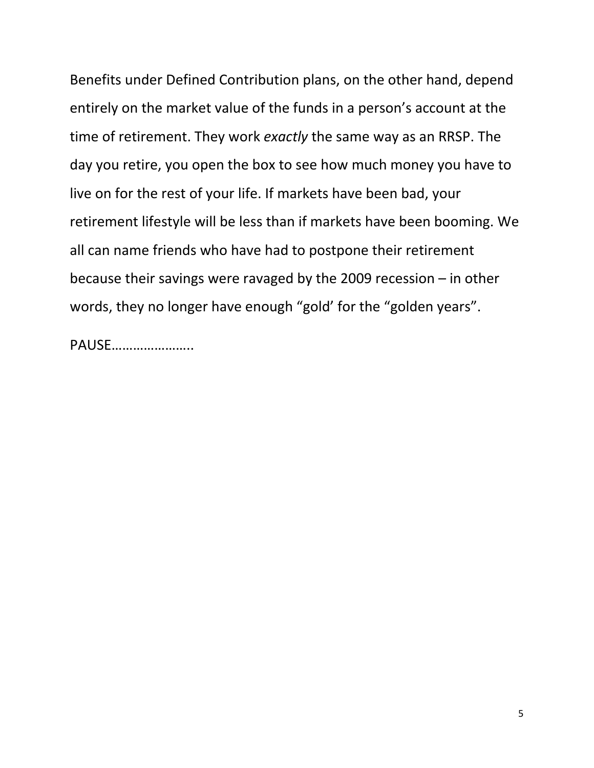Benefits under Defined Contribution plans, on the other hand, depend entirely on the market value of the funds in a person's account at the time of retirement. They work *exactly* the same way as an RRSP. The day you retire, you open the box to see how much money you have to live on for the rest of your life. If markets have been bad, your retirement lifestyle will be less than if markets have been booming. We all can name friends who have had to postpone their retirement because their savings were ravaged by the 2009 recession – in other words, they no longer have enough "gold' for the "golden years".

PAUSE…………………..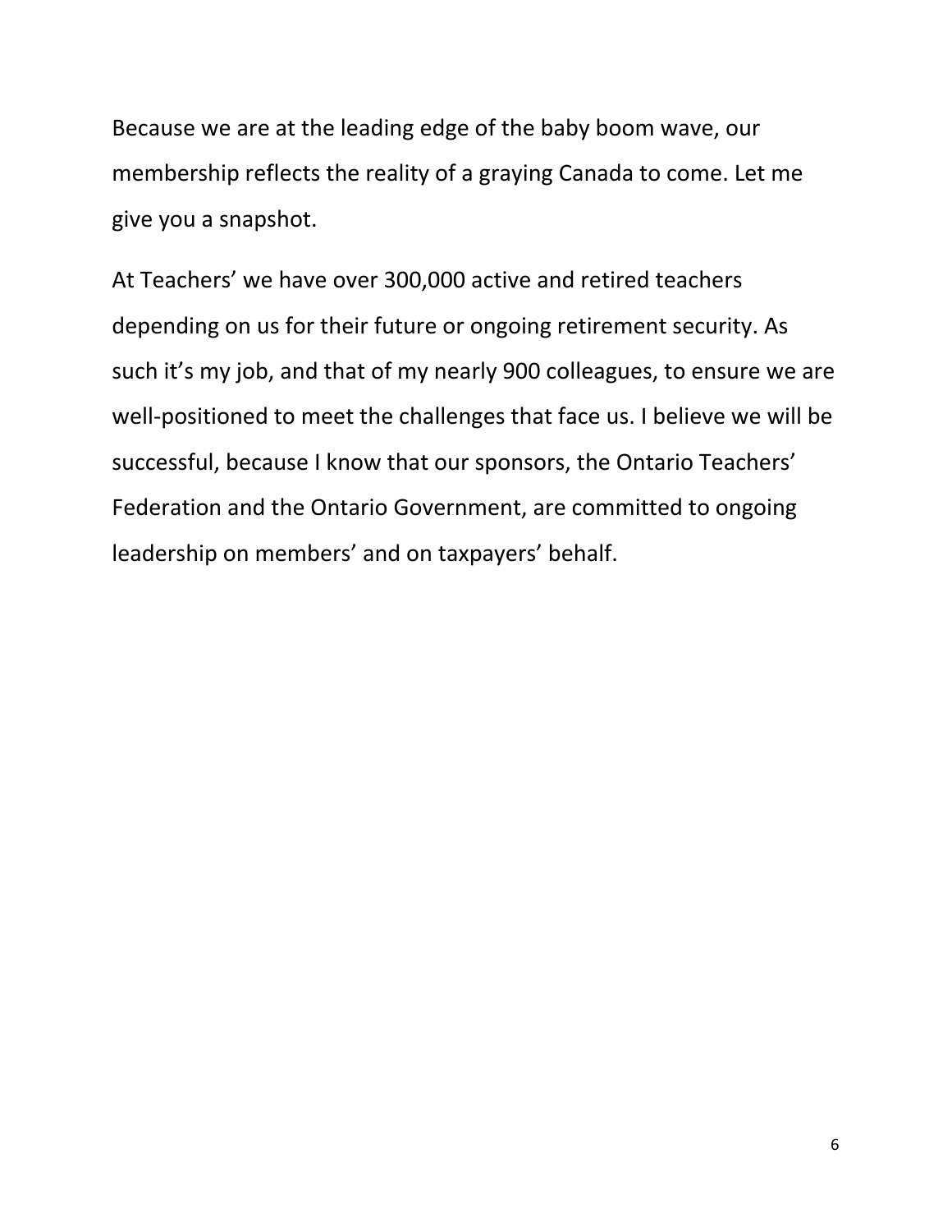Because we are at the leading edge of the baby boom wave, our membership reflects the reality of a graying Canada to come. Let me give you a snapshot.

At Teachers' we have over 300,000 active and retired teachers depending on us for their future or ongoing retirement security. As such it's my job, and that of my nearly 900 colleagues, to ensure we are well-positioned to meet the challenges that face us. I believe we will be successful, because I know that our sponsors, the Ontario Teachers' Federation and the Ontario Government, are committed to ongoing leadership on members' and on taxpayers' behalf.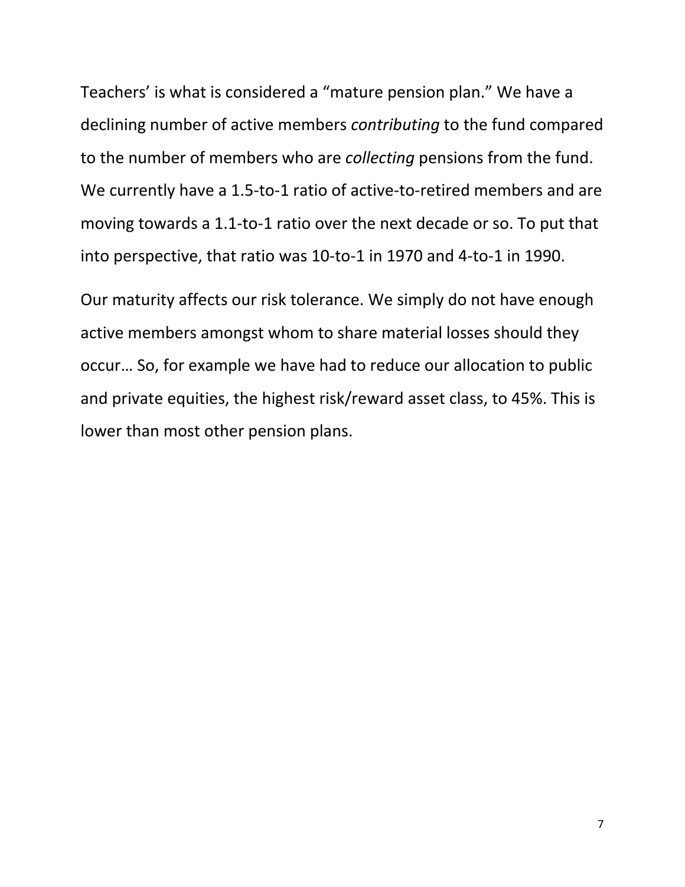Teachers' is what is considered a "mature pension plan." We have a declining number of active members *contributing* to the fund compared to the number of members who are *collecting* pensions from the fund. We currently have a 1.5-to-1 ratio of active-to-retired members and are moving towards a 1.1-to-1 ratio over the next decade or so. To put that into perspective, that ratio was 10-to-1 in 1970 and 4-to-1 in 1990.

Our maturity affects our risk tolerance. We simply do not have enough active members amongst whom to share material losses should they occur… So, for example we have had to reduce our allocation to public and private equities, the highest risk/reward asset class, to 45%. This is lower than most other pension plans.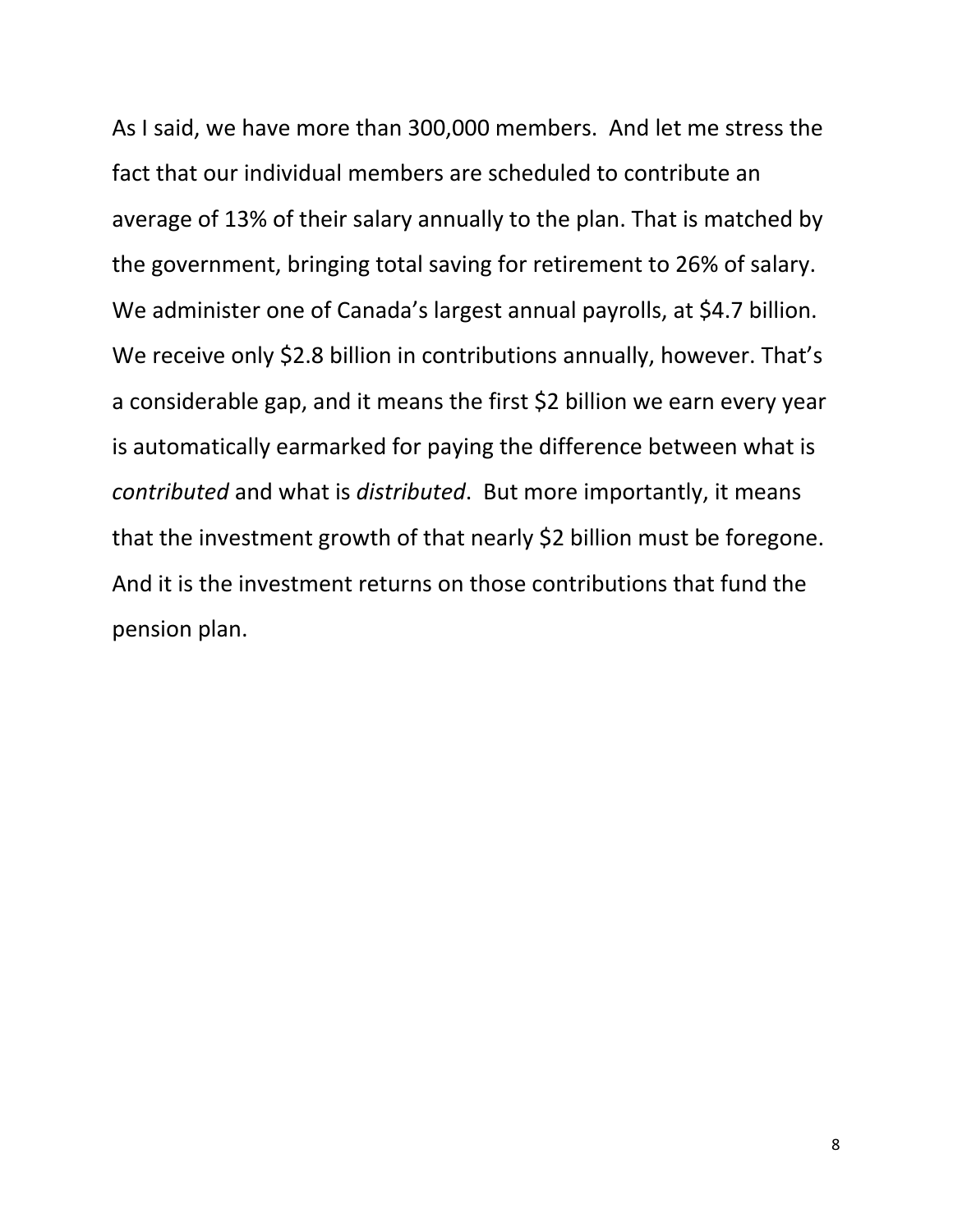As I said, we have more than 300,000 members. And let me stress the fact that our individual members are scheduled to contribute an average of 13% of their salary annually to the plan. That is matched by the government, bringing total saving for retirement to 26% of salary. We administer one of Canada's largest annual payrolls, at $4.7 billion. We receive only $2.8 billion in contributions annually, however. That's a considerable gap, and it means the first $2 billion we earn every year is automatically earmarked for paying the difference between what is *contributed* and what is *distributed*. But more importantly, it means that the investment growth of that nearly $2 billion must be foregone. And it is the investment returns on those contributions that fund the pension plan.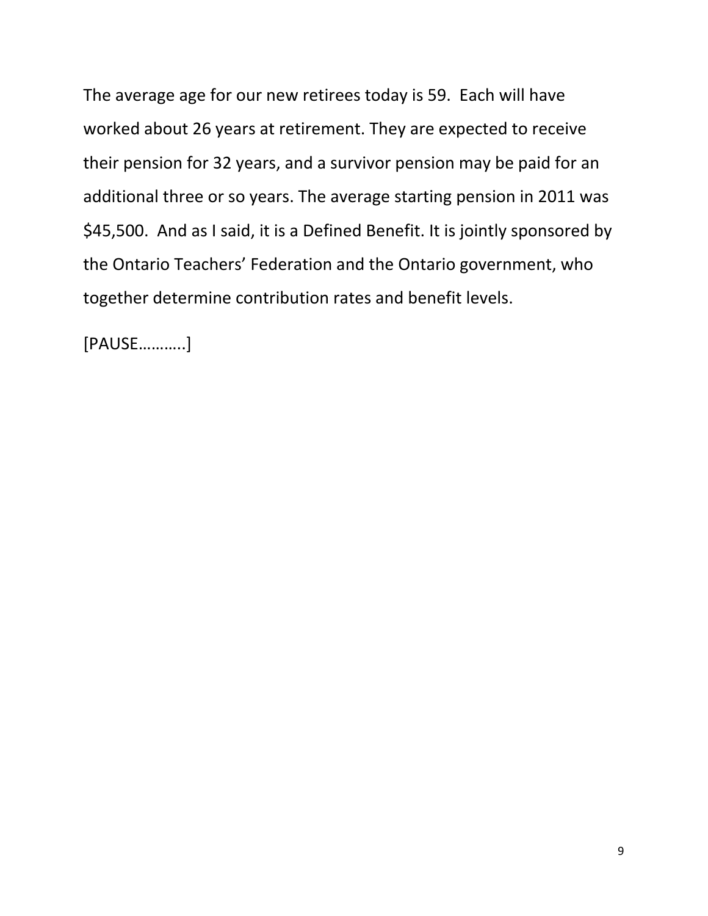The average age for our new retirees today is 59. Each will have worked about 26 years at retirement. They are expected to receive their pension for 32 years, and a survivor pension may be paid for an additional three or so years. The average starting pension in 2011 was $45,500. And as I said, it is a Defined Benefit. It is jointly sponsored by the Ontario Teachers' Federation and the Ontario government, who together determine contribution rates and benefit levels.

[PAUSE………..]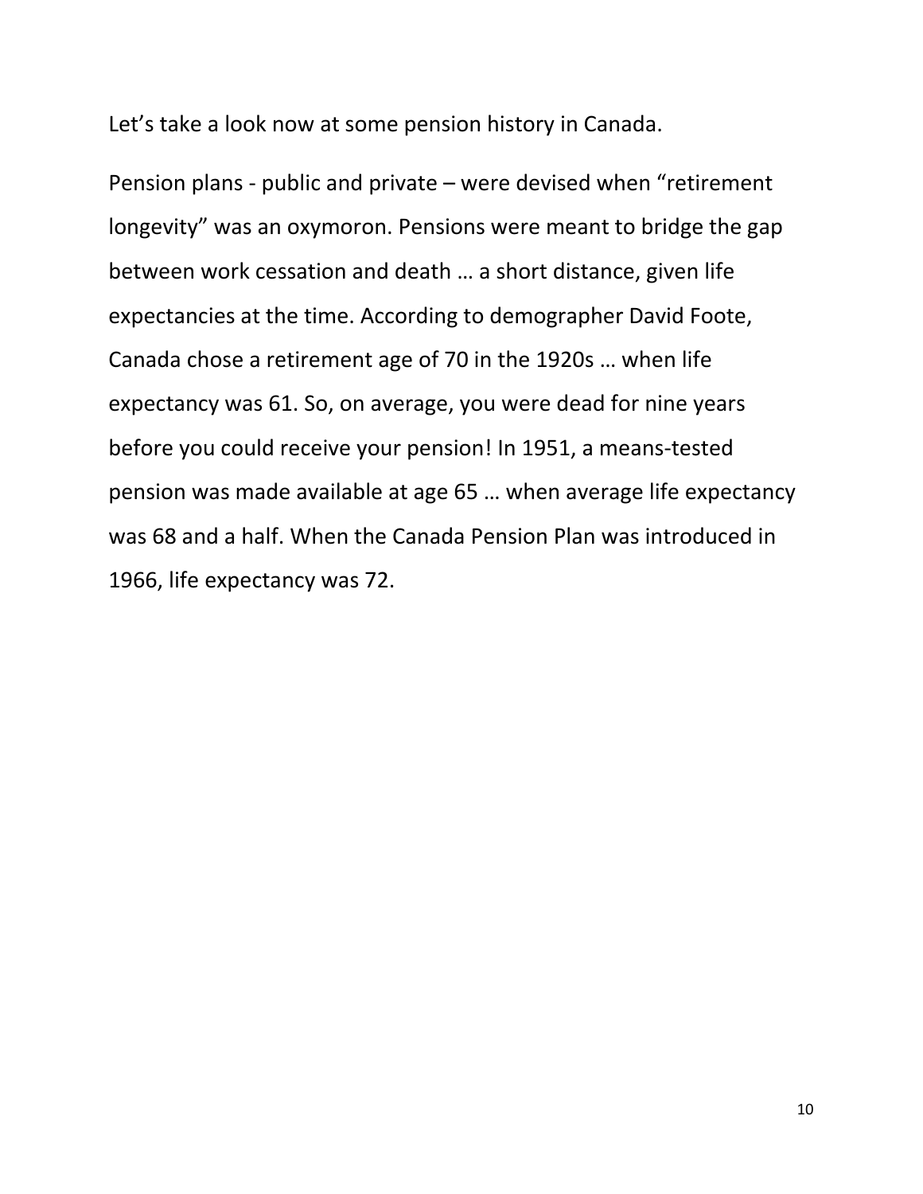Let’s take a look now at some pension history in Canada.

Pension plans - public and private – were devised when “retirement longevity” was an oxymoron. Pensions were meant to bridge the gap between work cessation and death … a short distance, given life expectancies at the time. According to demographer David Foote, Canada chose a retirement age of 70 in the 1920s … when life expectancy was 61. So, on average, you were dead for nine years before you could receive your pension! In 1951, a means-tested pension was made available at age 65 … when average life expectancy was 68 and a half. When the Canada Pension Plan was introduced in 1966, life expectancy was 72.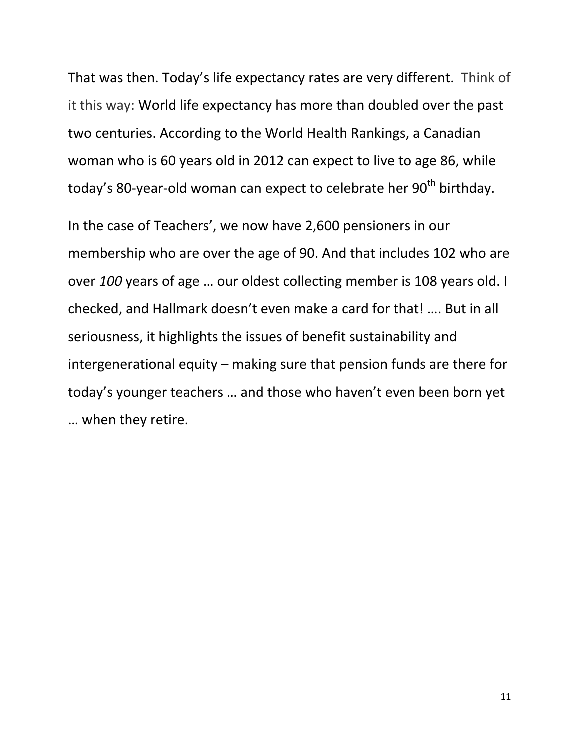That was then. Today's life expectancy rates are very different. Think of it this way: World life expectancy has more than doubled over the past two centuries. According to the World Health Rankings, a Canadian woman who is 60 years old in 2012 can expect to live to age 86, while today's 80-year-old woman can expect to celebrate her 90th birthday.

In the case of Teachers', we now have 2,600 pensioners in our membership who are over the age of 90. And that includes 102 who are over *100* years of age … our oldest collecting member is 108 years old. I checked, and Hallmark doesn't even make a card for that! …. But in all seriousness, it highlights the issues of benefit sustainability and intergenerational equity – making sure that pension funds are there for today's younger teachers … and those who haven't even been born yet … when they retire.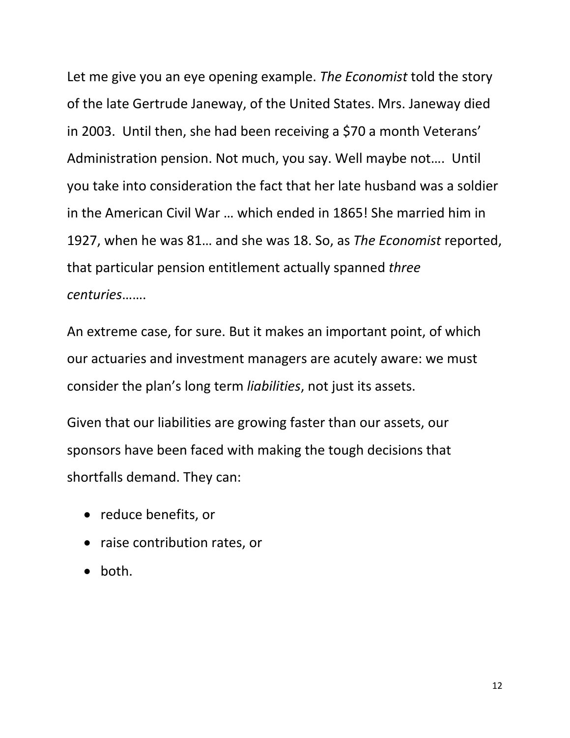Let me give you an eye opening example. *The Economist* told the story of the late Gertrude Janeway, of the United States. Mrs. Janeway died in 2003. Until then, she had been receiving a $70 a month Veterans' Administration pension. Not much, you say. Well maybe not…. Until you take into consideration the fact that her late husband was a soldier in the American Civil War … which ended in 1865! She married him in 1927, when he was 81… and she was 18. So, as *The Economist* reported, that particular pension entitlement actually spanned *three centuries*…….

An extreme case, for sure. But it makes an important point, of which our actuaries and investment managers are acutely aware: we must consider the plan's long term *liabilities*, not just its assets.

Given that our liabilities are growing faster than our assets, our sponsors have been faced with making the tough decisions that shortfalls demand. They can:

- reduce benefits, or
- raise contribution rates, or
- both.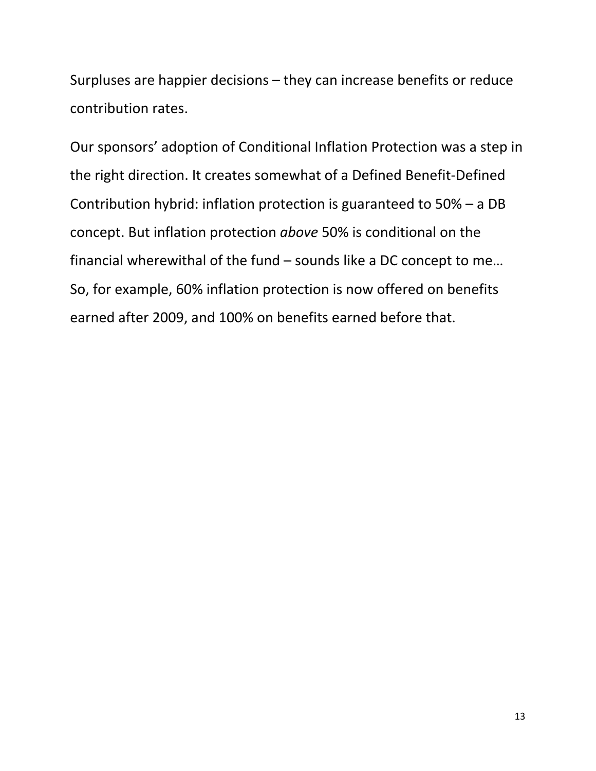Surpluses are happier decisions – they can increase benefits or reduce contribution rates.

Our sponsors' adoption of Conditional Inflation Protection was a step in the right direction. It creates somewhat of a Defined Benefit-Defined Contribution hybrid: inflation protection is guaranteed to 50% – a DB concept. But inflation protection *above* 50% is conditional on the financial wherewithal of the fund – sounds like a DC concept to me… So, for example, 60% inflation protection is now offered on benefits earned after 2009, and 100% on benefits earned before that.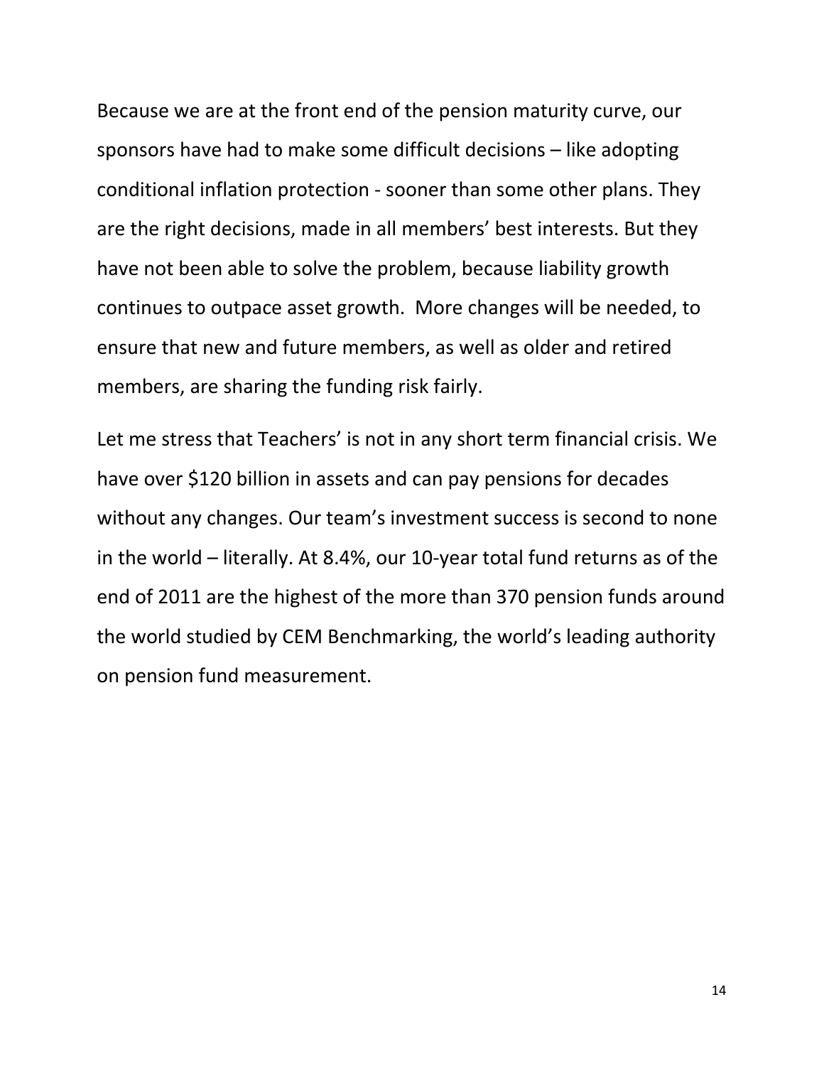Because we are at the front end of the pension maturity curve, our sponsors have had to make some difficult decisions – like adopting conditional inflation protection - sooner than some other plans. They are the right decisions, made in all members' best interests. But they have not been able to solve the problem, because liability growth continues to outpace asset growth. More changes will be needed, to ensure that new and future members, as well as older and retired members, are sharing the funding risk fairly.

Let me stress that Teachers' is not in any short term financial crisis. We have over $120 billion in assets and can pay pensions for decades without any changes. Our team's investment success is second to none in the world – literally. At 8.4%, our 10-year total fund returns as of the end of 2011 are the highest of the more than 370 pension funds around the world studied by CEM Benchmarking, the world's leading authority on pension fund measurement.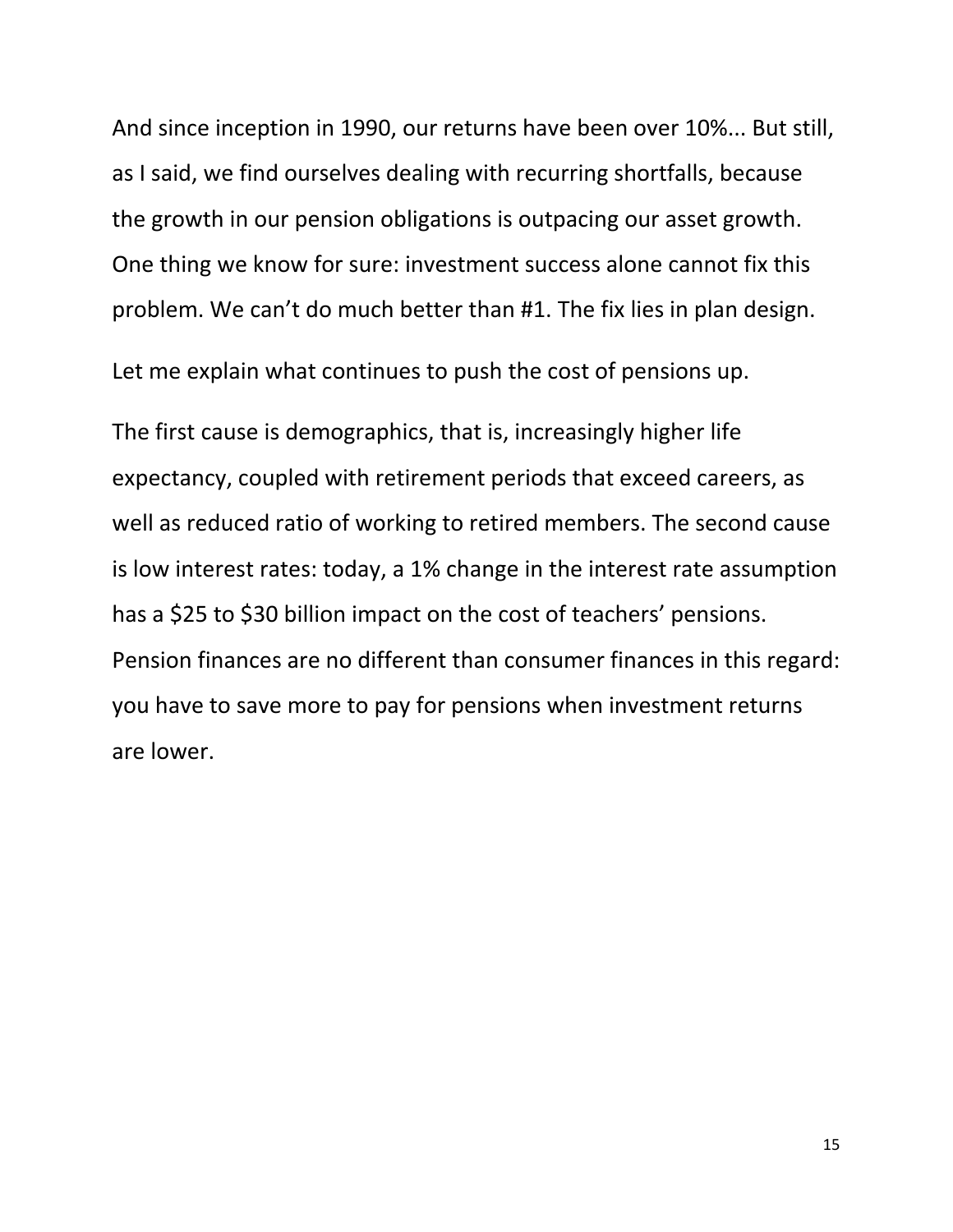And since inception in 1990, our returns have been over 10%... But still, as I said, we find ourselves dealing with recurring shortfalls, because the growth in our pension obligations is outpacing our asset growth. One thing we know for sure: investment success alone cannot fix this problem. We can't do much better than #1. The fix lies in plan design.

Let me explain what continues to push the cost of pensions up.

The first cause is demographics, that is, increasingly higher life expectancy, coupled with retirement periods that exceed careers, as well as reduced ratio of working to retired members. The second cause is low interest rates: today, a 1% change in the interest rate assumption has a $25 to $30 billion impact on the cost of teachers' pensions. Pension finances are no different than consumer finances in this regard: you have to save more to pay for pensions when investment returns are lower.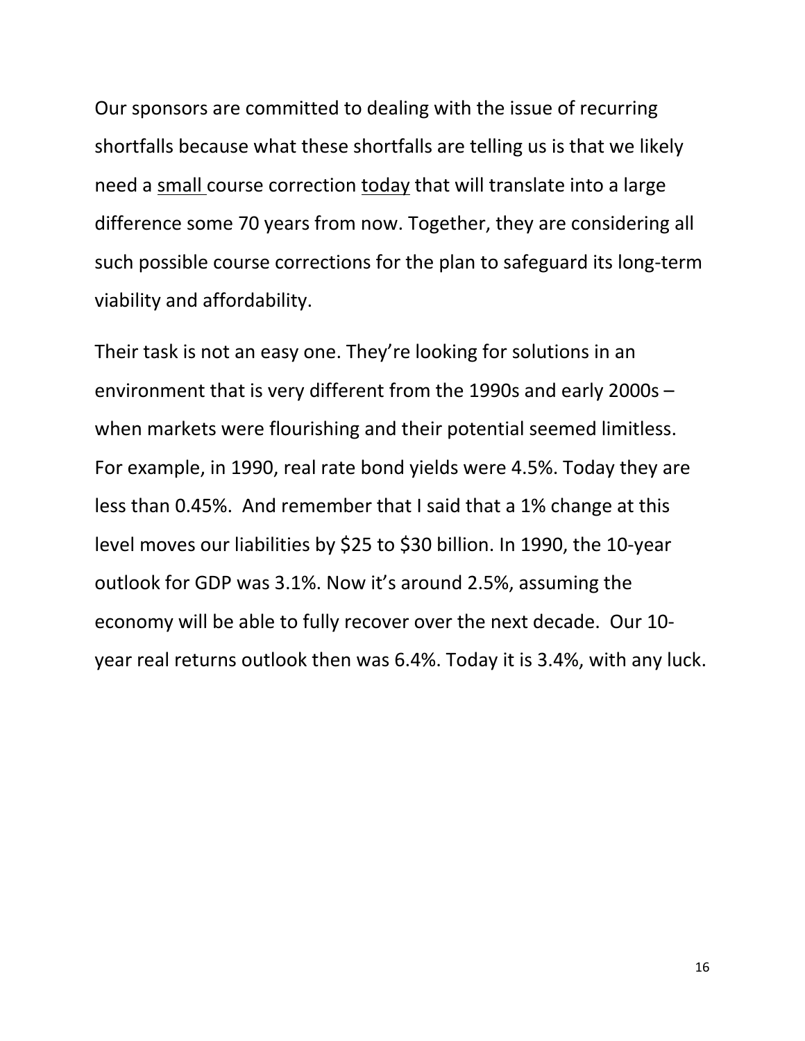Our sponsors are committed to dealing with the issue of recurring shortfalls because what these shortfalls are telling us is that we likely need a <u>small</u> course correction <u>today</u> that will translate into a large difference some 70 years from now. Together, they are considering all such possible course corrections for the plan to safeguard its long-term viability and affordability.

Their task is not an easy one. They're looking for solutions in an environment that is very different from the 1990s and early 2000s – when markets were flourishing and their potential seemed limitless. For example, in 1990, real rate bond yields were 4.5%. Today they are less than 0.45%. And remember that I said that a 1% change at this level moves our liabilities by $25 to $30 billion. In 1990, the 10-year outlook for GDP was 3.1%. Now it's around 2.5%, assuming the economy will be able to fully recover over the next decade. Our 10-year real returns outlook then was 6.4%. Today it is 3.4%, with any luck.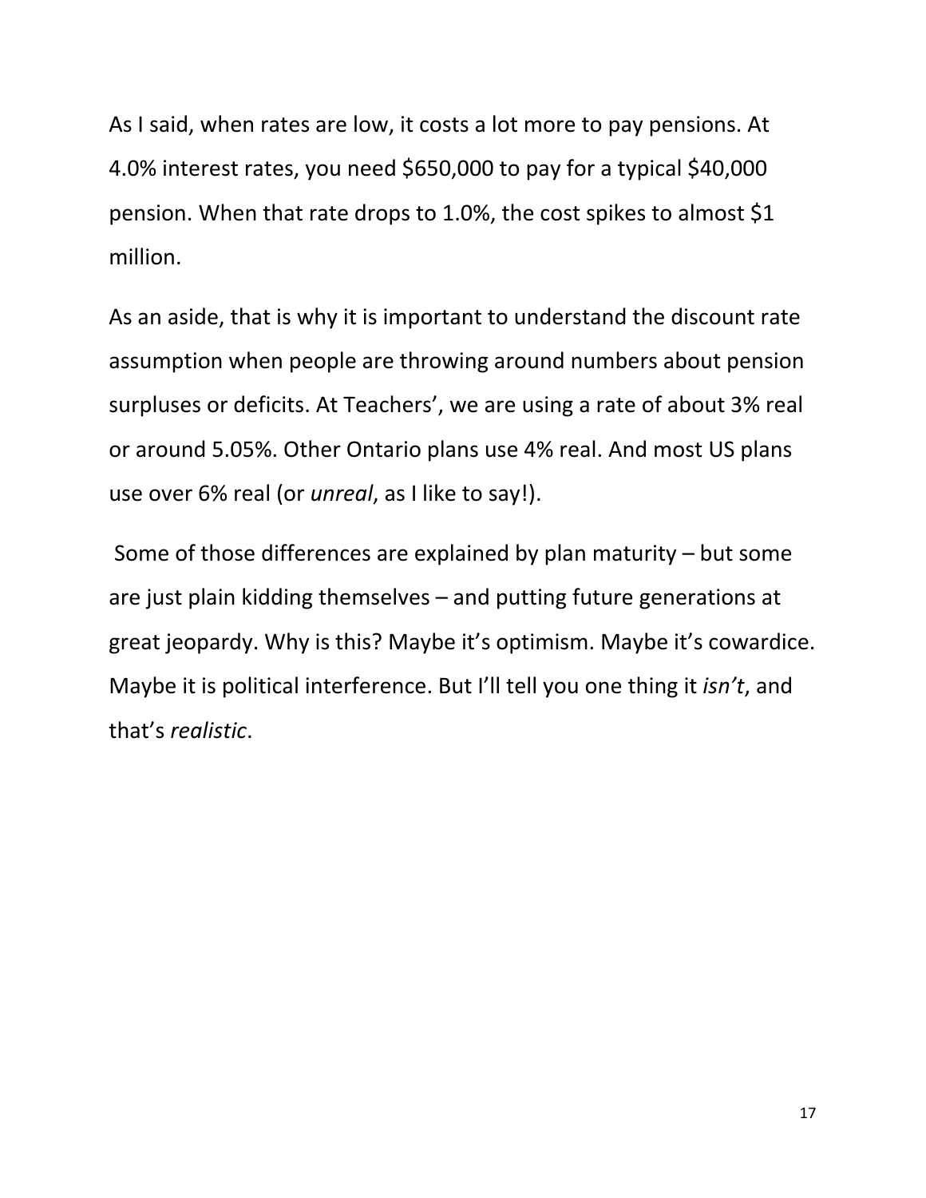As I said, when rates are low, it costs a lot more to pay pensions. At 4.0% interest rates, you need $650,000 to pay for a typical $40,000 pension. When that rate drops to 1.0%, the cost spikes to almost $1 million.

As an aside, that is why it is important to understand the discount rate assumption when people are throwing around numbers about pension surpluses or deficits. At Teachers', we are using a rate of about 3% real or around 5.05%. Other Ontario plans use 4% real. And most US plans use over 6% real (or *unreal*, as I like to say!).

Some of those differences are explained by plan maturity – but some are just plain kidding themselves – and putting future generations at great jeopardy. Why is this? Maybe it's optimism. Maybe it's cowardice. Maybe it is political interference. But I'll tell you one thing it *isn't*, and that's *realistic*.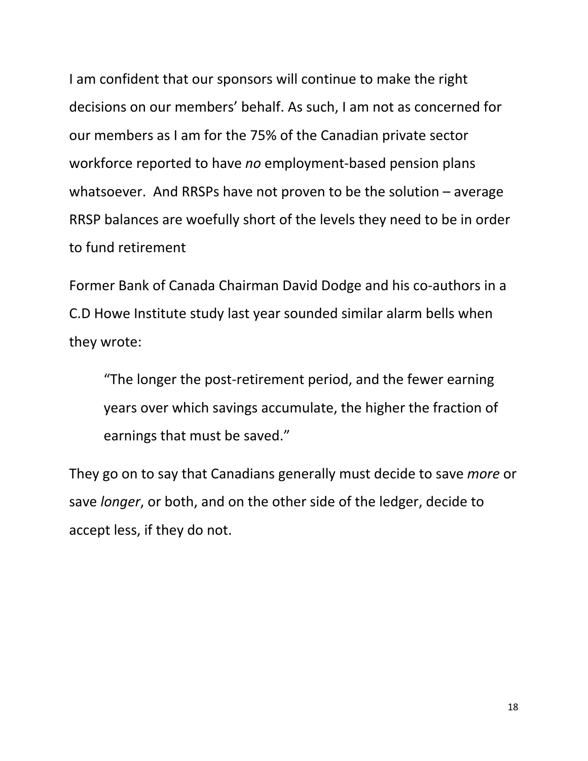I am confident that our sponsors will continue to make the right decisions on our members' behalf. As such, I am not as concerned for our members as I am for the 75% of the Canadian private sector workforce reported to have *no* employment-based pension plans whatsoever. And RRSPs have not proven to be the solution – average RRSP balances are woefully short of the levels they need to be in order to fund retirement

Former Bank of Canada Chairman David Dodge and his co-authors in a C.D Howe Institute study last year sounded similar alarm bells when they wrote:

> "The longer the post-retirement period, and the fewer earning years over which savings accumulate, the higher the fraction of earnings that must be saved."

They go on to say that Canadians generally must decide to save *more* or save *longer*, or both, and on the other side of the ledger, decide to accept less, if they do not.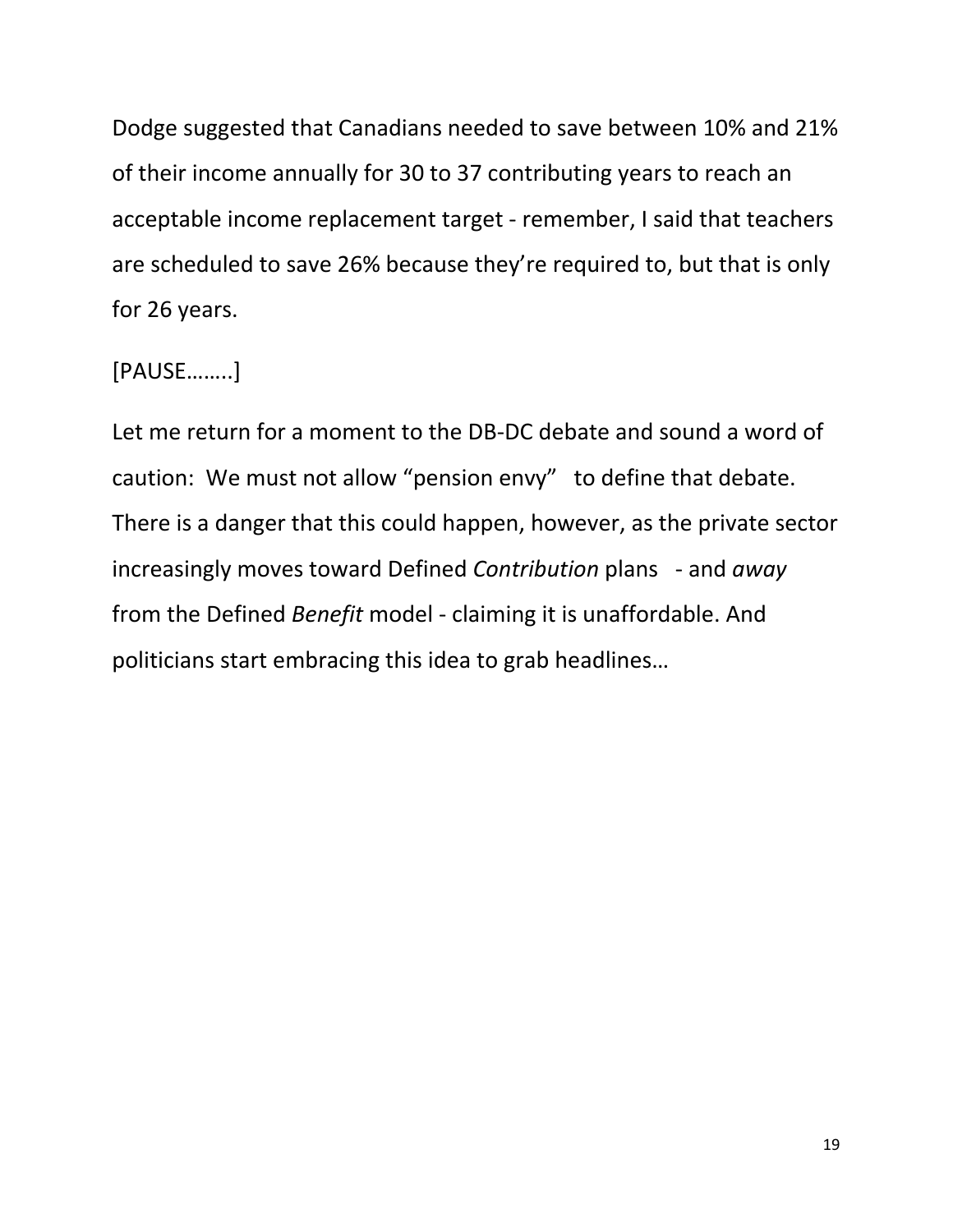Dodge suggested that Canadians needed to save between 10% and 21% of their income annually for 30 to 37 contributing years to reach an acceptable income replacement target - remember, I said that teachers are scheduled to save 26% because they're required to, but that is only for 26 years.

[PAUSE……..]

Let me return for a moment to the DB-DC debate and sound a word of caution: We must not allow "pension envy" to define that debate. There is a danger that this could happen, however, as the private sector increasingly moves toward Defined *Contribution* plans - and *away* from the Defined *Benefit* model - claiming it is unaffordable. And politicians start embracing this idea to grab headlines…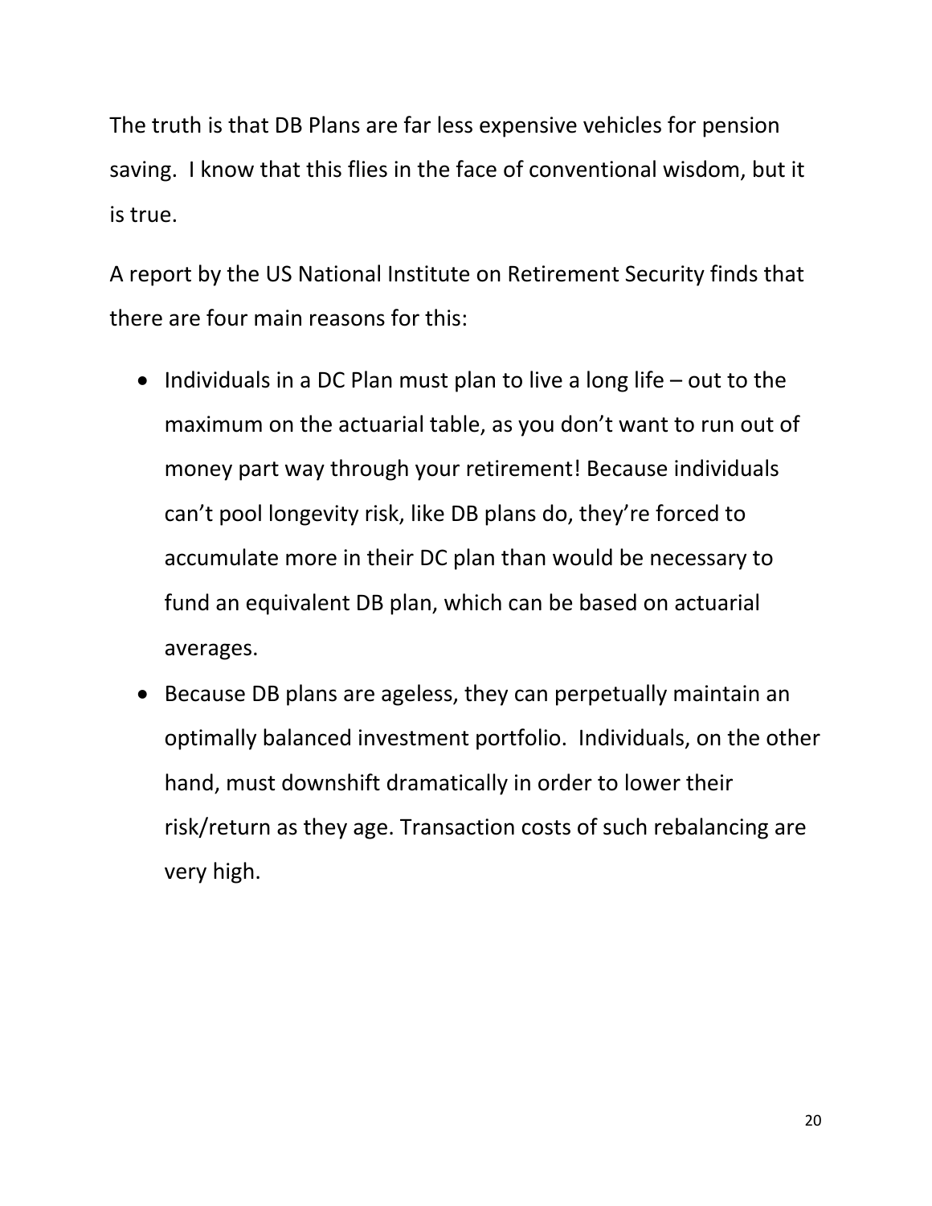The truth is that DB Plans are far less expensive vehicles for pension saving. I know that this flies in the face of conventional wisdom, but it is true.

A report by the US National Institute on Retirement Security finds that there are four main reasons for this:

- Individuals in a DC Plan must plan to live a long life – out to the maximum on the actuarial table, as you don't want to run out of money part way through your retirement! Because individuals can't pool longevity risk, like DB plans do, they're forced to accumulate more in their DC plan than would be necessary to fund an equivalent DB plan, which can be based on actuarial averages.
- Because DB plans are ageless, they can perpetually maintain an optimally balanced investment portfolio. Individuals, on the other hand, must downshift dramatically in order to lower their risk/return as they age. Transaction costs of such rebalancing are very high.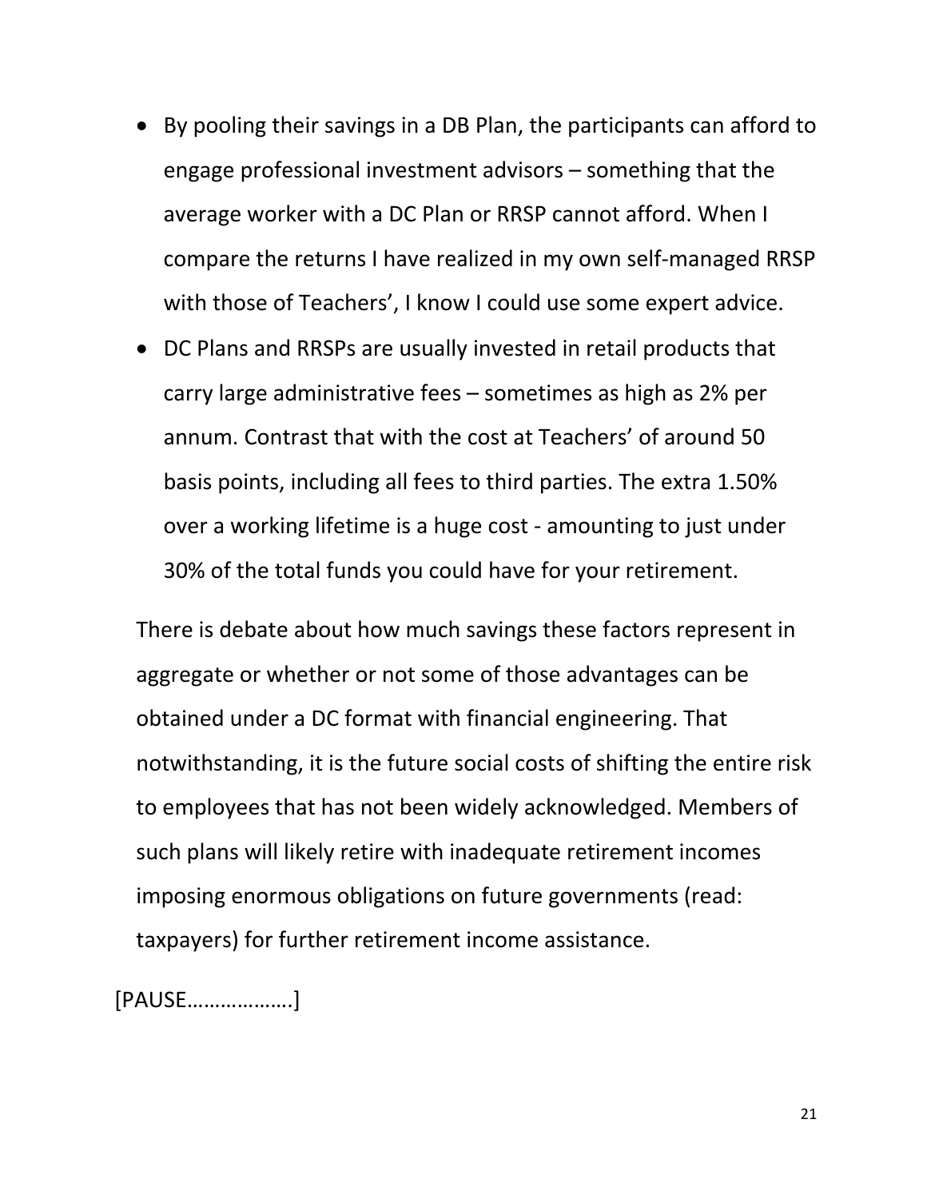- By pooling their savings in a DB Plan, the participants can afford to engage professional investment advisors – something that the average worker with a DC Plan or RRSP cannot afford. When I compare the returns I have realized in my own self-managed RRSP with those of Teachers', I know I could use some expert advice.
- DC Plans and RRSPs are usually invested in retail products that carry large administrative fees – sometimes as high as 2% per annum. Contrast that with the cost at Teachers' of around 50 basis points, including all fees to third parties. The extra 1.50% over a working lifetime is a huge cost - amounting to just under 30% of the total funds you could have for your retirement.

There is debate about how much savings these factors represent in aggregate or whether or not some of those advantages can be obtained under a DC format with financial engineering. That notwithstanding, it is the future social costs of shifting the entire risk to employees that has not been widely acknowledged. Members of such plans will likely retire with inadequate retirement incomes imposing enormous obligations on future governments (read: taxpayers) for further retirement income assistance.

[PAUSE……………….]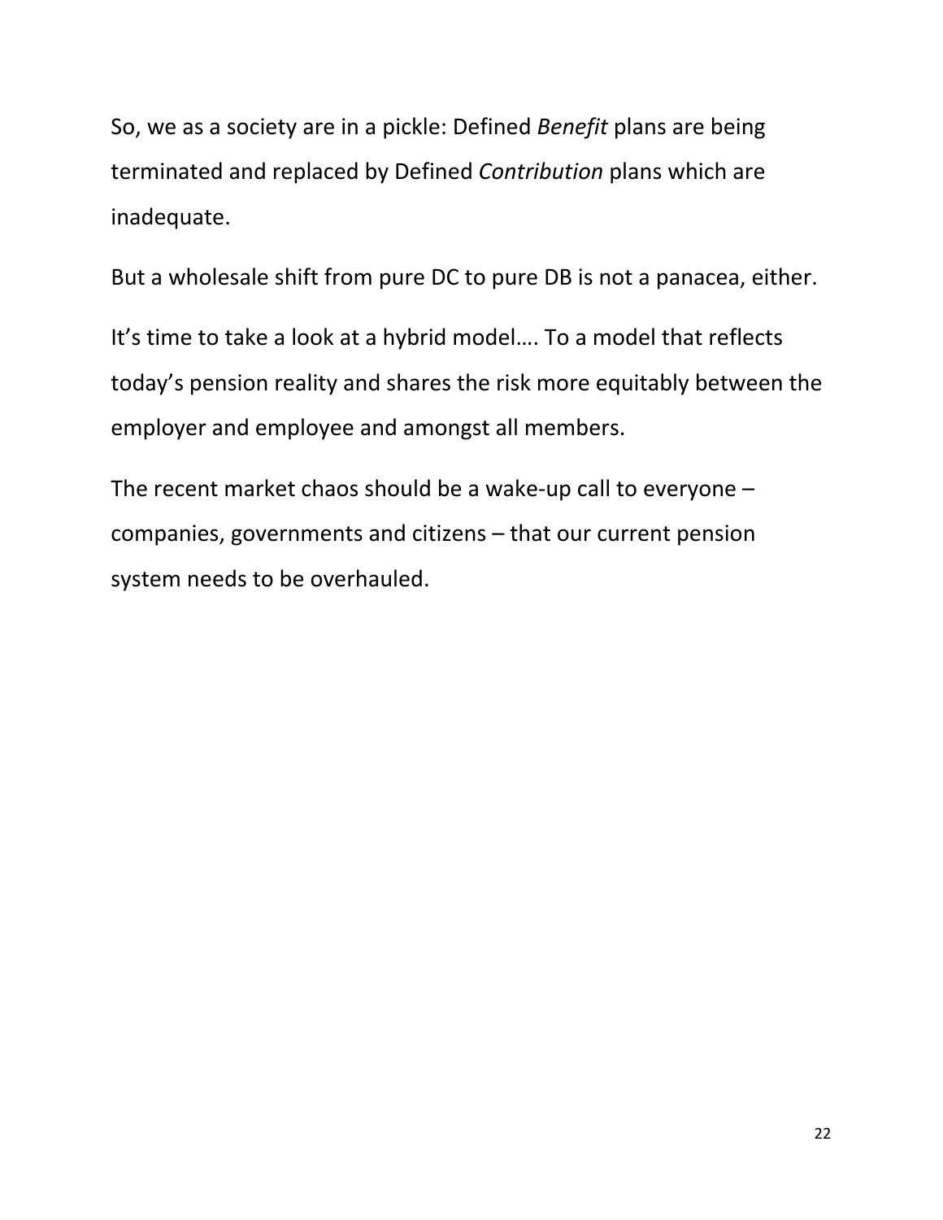So, we as a society are in a pickle: Defined *Benefit* plans are being terminated and replaced by Defined *Contribution* plans which are inadequate.

But a wholesale shift from pure DC to pure DB is not a panacea, either.

It's time to take a look at a hybrid model…. To a model that reflects today's pension reality and shares the risk more equitably between the employer and employee and amongst all members.

The recent market chaos should be a wake-up call to everyone – companies, governments and citizens – that our current pension system needs to be overhauled.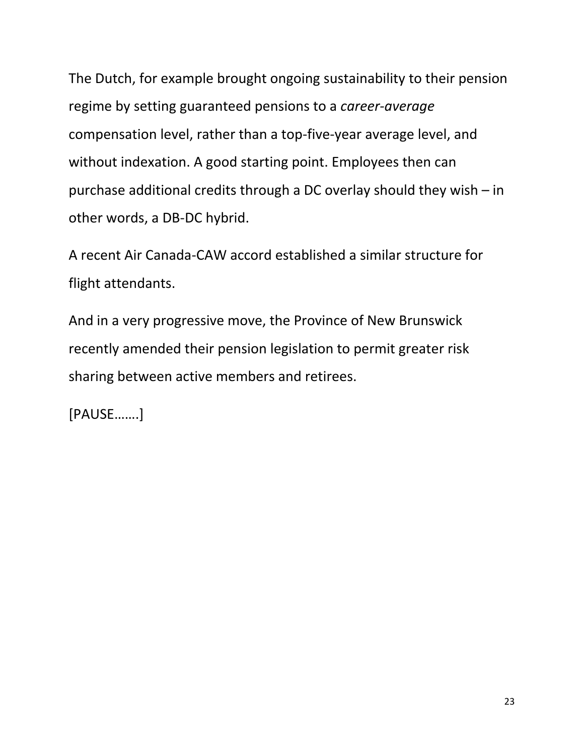The Dutch, for example brought ongoing sustainability to their pension regime by setting guaranteed pensions to a *career-average* compensation level, rather than a top-five-year average level, and without indexation. A good starting point. Employees then can purchase additional credits through a DC overlay should they wish – in other words, a DB-DC hybrid.

A recent Air Canada-CAW accord established a similar structure for flight attendants.

And in a very progressive move, the Province of New Brunswick recently amended their pension legislation to permit greater risk sharing between active members and retirees.

[PAUSE…….]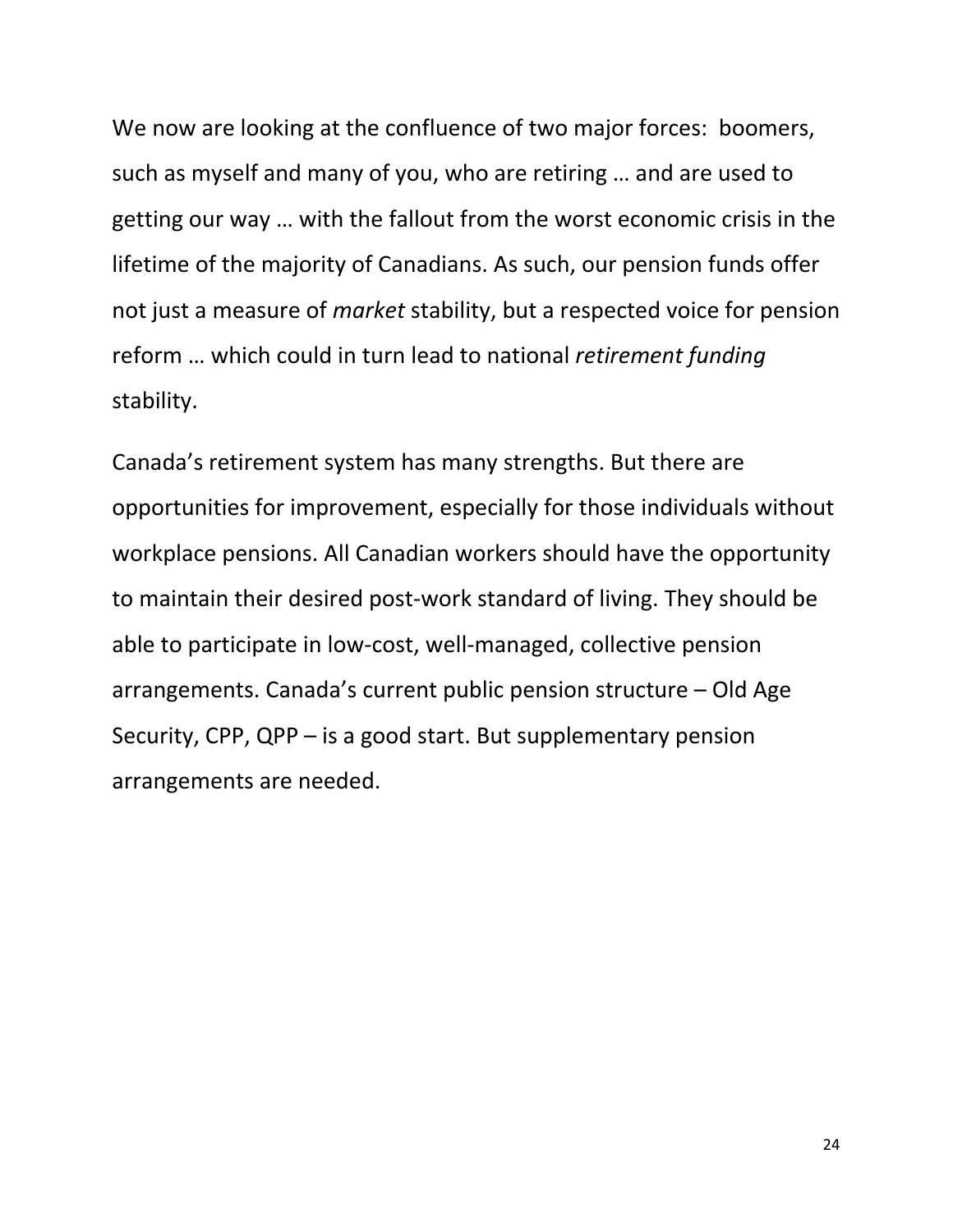We now are looking at the confluence of two major forces: boomers, such as myself and many of you, who are retiring … and are used to getting our way … with the fallout from the worst economic crisis in the lifetime of the majority of Canadians. As such, our pension funds offer not just a measure of *market* stability, but a respected voice for pension reform … which could in turn lead to national *retirement funding* stability.

Canada's retirement system has many strengths. But there are opportunities for improvement, especially for those individuals without workplace pensions. All Canadian workers should have the opportunity to maintain their desired post-work standard of living. They should be able to participate in low-cost, well-managed, collective pension arrangements. Canada's current public pension structure – Old Age Security, CPP, QPP – is a good start. But supplementary pension arrangements are needed.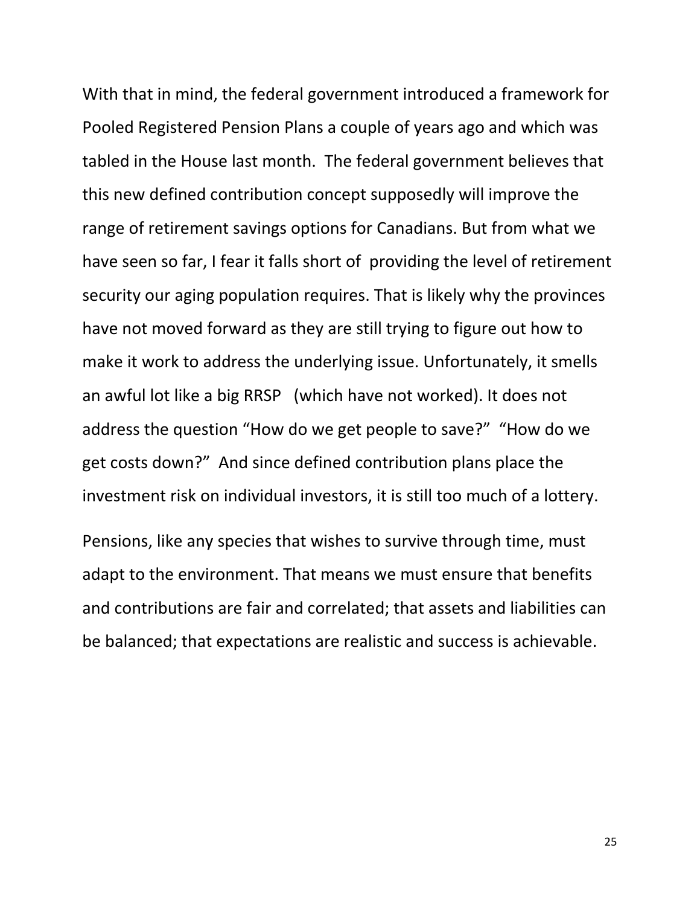With that in mind, the federal government introduced a framework for Pooled Registered Pension Plans a couple of years ago and which was tabled in the House last month. The federal government believes that this new defined contribution concept supposedly will improve the range of retirement savings options for Canadians. But from what we have seen so far, I fear it falls short of providing the level of retirement security our aging population requires. That is likely why the provinces have not moved forward as they are still trying to figure out how to make it work to address the underlying issue. Unfortunately, it smells an awful lot like a big RRSP (which have not worked). It does not address the question "How do we get people to save?" "How do we get costs down?" And since defined contribution plans place the investment risk on individual investors, it is still too much of a lottery.

Pensions, like any species that wishes to survive through time, must adapt to the environment. That means we must ensure that benefits and contributions are fair and correlated; that assets and liabilities can be balanced; that expectations are realistic and success is achievable.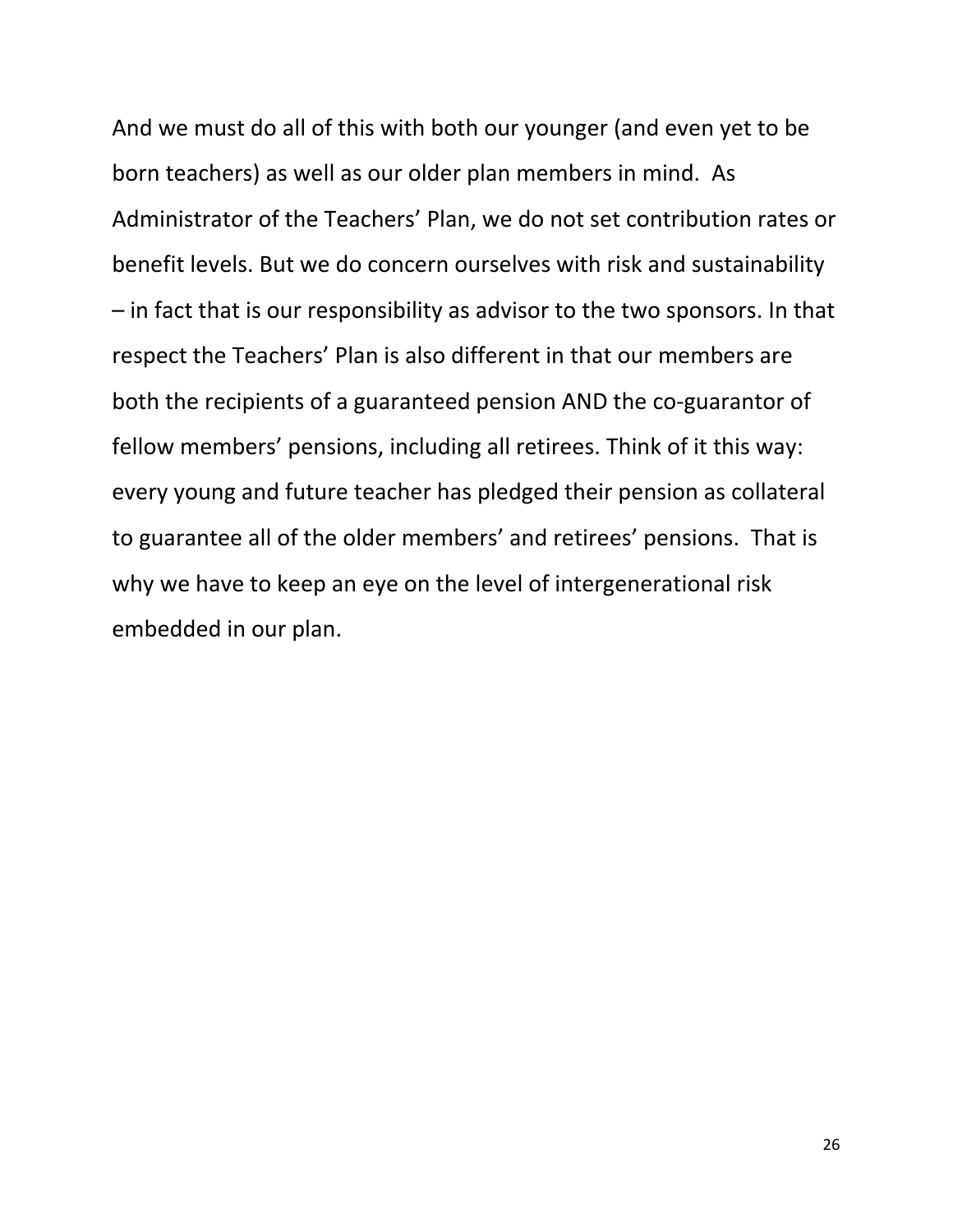And we must do all of this with both our younger (and even yet to be born teachers) as well as our older plan members in mind. As Administrator of the Teachers' Plan, we do not set contribution rates or benefit levels. But we do concern ourselves with risk and sustainability – in fact that is our responsibility as advisor to the two sponsors. In that respect the Teachers' Plan is also different in that our members are both the recipients of a guaranteed pension AND the co-guarantor of fellow members' pensions, including all retirees. Think of it this way: every young and future teacher has pledged their pension as collateral to guarantee all of the older members' and retirees' pensions. That is why we have to keep an eye on the level of intergenerational risk embedded in our plan.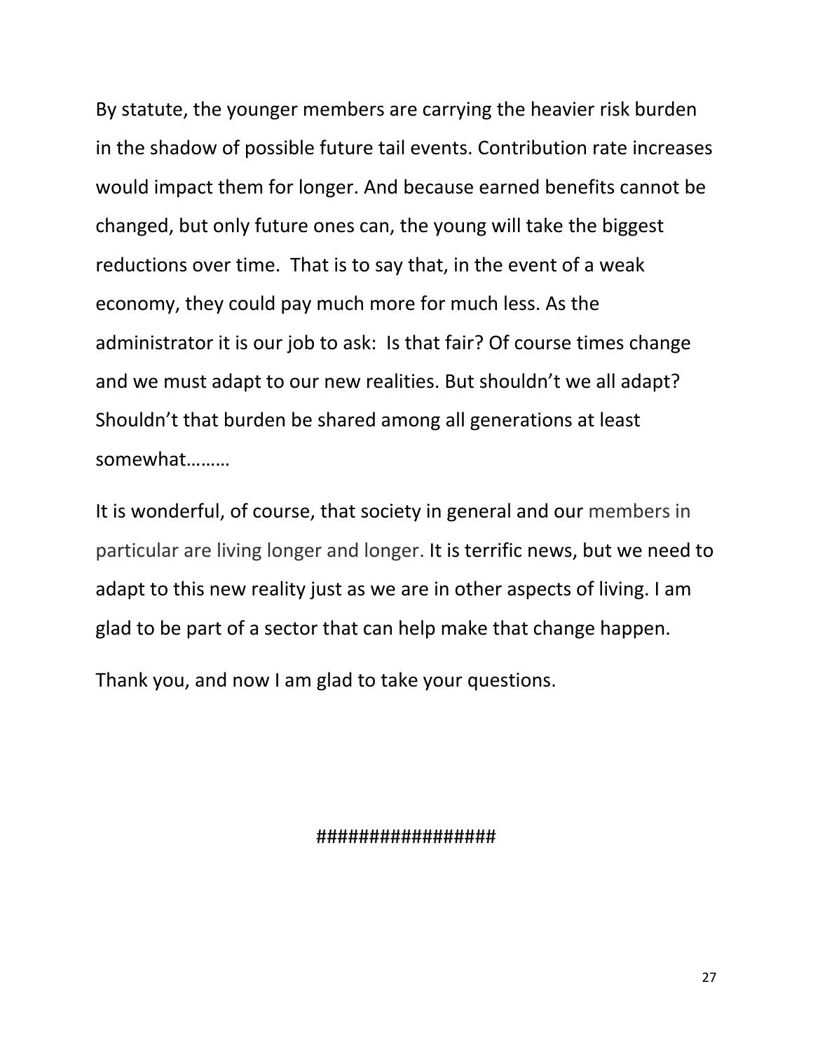By statute, the younger members are carrying the heavier risk burden in the shadow of possible future tail events. Contribution rate increases would impact them for longer. And because earned benefits cannot be changed, but only future ones can, the young will take the biggest reductions over time.  That is to say that, in the event of a weak economy, they could pay much more for much less. As the administrator it is our job to ask:  Is that fair? Of course times change and we must adapt to our new realities. But shouldn't we all adapt? Shouldn't that burden be shared among all generations at least somewhat………

It is wonderful, of course, that society in general and our members in particular are living longer and longer. It is terrific news, but we need to adapt to this new reality just as we are in other aspects of living. I am glad to be part of a sector that can help make that change happen.

Thank you, and now I am glad to take your questions.

#################